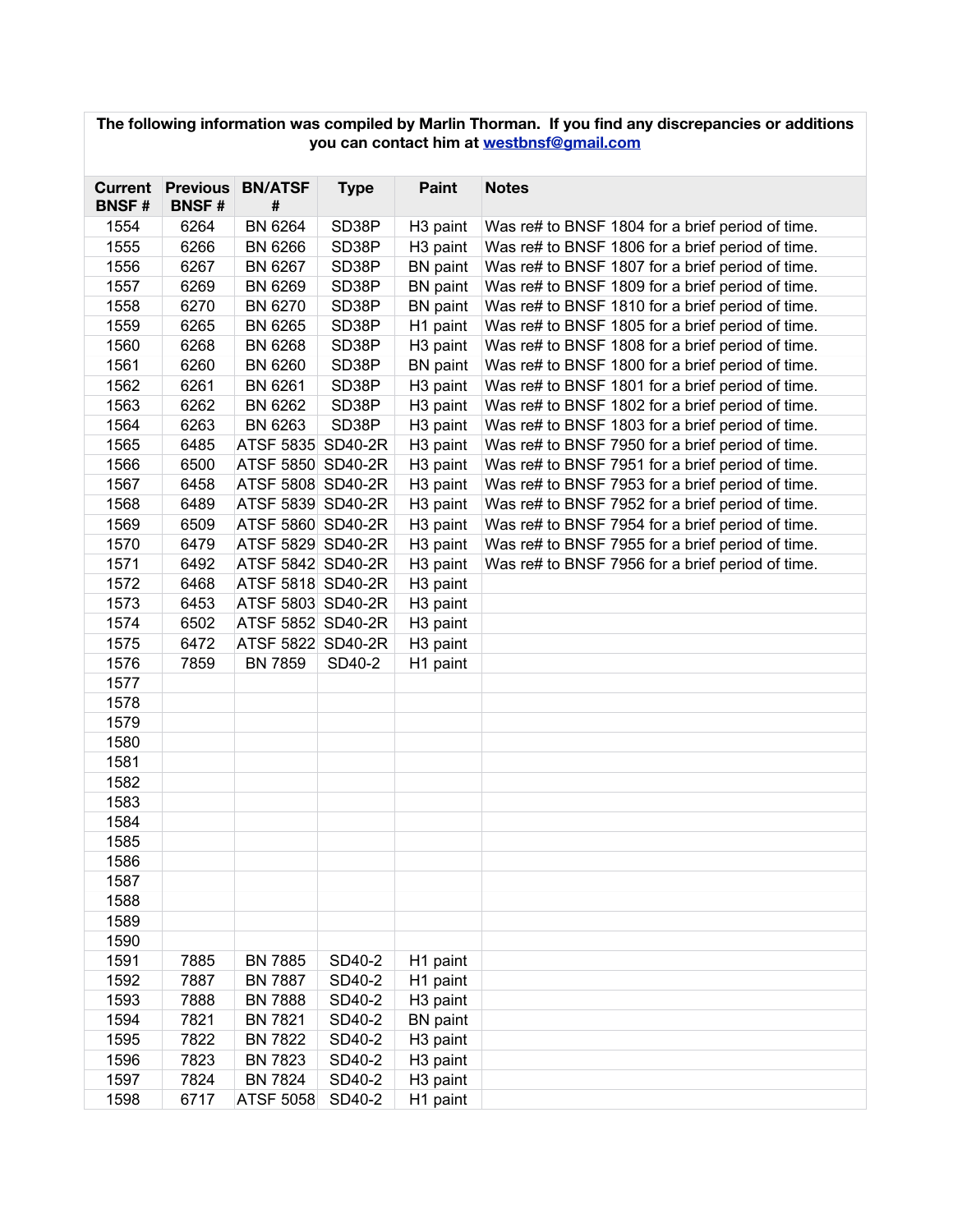**The following information was compiled by Marlin Thorman. If you find any discrepancies or additions you can contact him at [westbnsf@gmail.com](mailto:westbnsf@gmail.com)**

| Current BNSF # | Previous BNSF # | BN/ATSF # | Type | Paint | Notes |
|---|---|---|---|---|---|
| 1554 | 6264 | BN 6264 | SD38P | H3 paint | Was re# to BNSF 1804 for a brief period of time. |
| 1555 | 6266 | BN 6266 | SD38P | H3 paint | Was re# to BNSF 1806 for a brief period of time. |
| 1556 | 6267 | BN 6267 | SD38P | BN paint | Was re# to BNSF 1807 for a brief period of time. |
| 1557 | 6269 | BN 6269 | SD38P | BN paint | Was re# to BNSF 1809 for a brief period of time. |
| 1558 | 6270 | BN 6270 | SD38P | BN paint | Was re# to BNSF 1810 for a brief period of time. |
| 1559 | 6265 | BN 6265 | SD38P | H1 paint | Was re# to BNSF 1805 for a brief period of time. |
| 1560 | 6268 | BN 6268 | SD38P | H3 paint | Was re# to BNSF 1808 for a brief period of time. |
| 1561 | 6260 | BN 6260 | SD38P | BN paint | Was re# to BNSF 1800 for a brief period of time. |
| 1562 | 6261 | BN 6261 | SD38P | H3 paint | Was re# to BNSF 1801 for a brief period of time. |
| 1563 | 6262 | BN 6262 | SD38P | H3 paint | Was re# to BNSF 1802 for a brief period of time. |
| 1564 | 6263 | BN 6263 | SD38P | H3 paint | Was re# to BNSF 1803 for a brief period of time. |
| 1565 | 6485 | ATSF 5835 | SD40-2R | H3 paint | Was re# to BNSF 7950 for a brief period of time. |
| 1566 | 6500 | ATSF 5850 | SD40-2R | H3 paint | Was re# to BNSF 7951 for a brief period of time. |
| 1567 | 6458 | ATSF 5808 | SD40-2R | H3 paint | Was re# to BNSF 7953 for a brief period of time. |
| 1568 | 6489 | ATSF 5839 | SD40-2R | H3 paint | Was re# to BNSF 7952 for a brief period of time. |
| 1569 | 6509 | ATSF 5860 | SD40-2R | H3 paint | Was re# to BNSF 7954 for a brief period of time. |
| 1570 | 6479 | ATSF 5829 | SD40-2R | H3 paint | Was re# to BNSF 7955 for a brief period of time. |
| 1571 | 6492 | ATSF 5842 | SD40-2R | H3 paint | Was re# to BNSF 7956 for a brief period of time. |
| 1572 | 6468 | ATSF 5818 | SD40-2R | H3 paint | |
| 1573 | 6453 | ATSF 5803 | SD40-2R | H3 paint | |
| 1574 | 6502 | ATSF 5852 | SD40-2R | H3 paint | |
| 1575 | 6472 | ATSF 5822 | SD40-2R | H3 paint | |
| 1576 | 7859 | BN 7859 | SD40-2 | H1 paint | |
| 1577 | | | | | |
| 1578 | | | | | |
| 1579 | | | | | |
| 1580 | | | | | |
| 1581 | | | | | |
| 1582 | | | | | |
| 1583 | | | | | |
| 1584 | | | | | |
| 1585 | | | | | |
| 1586 | | | | | |
| 1587 | | | | | |
| 1588 | | | | | |
| 1589 | | | | | |
| 1590 | | | | | |
| 1591 | 7885 | BN 7885 | SD40-2 | H1 paint | |
| 1592 | 7887 | BN 7887 | SD40-2 | H1 paint | |
| 1593 | 7888 | BN 7888 | SD40-2 | H3 paint | |
| 1594 | 7821 | BN 7821 | SD40-2 | BN paint | |
| 1595 | 7822 | BN 7822 | SD40-2 | H3 paint | |
| 1596 | 7823 | BN 7823 | SD40-2 | H3 paint | |
| 1597 | 7824 | BN 7824 | SD40-2 | H3 paint | |
| 1598 | 6717 | ATSF 5058 | SD40-2 | H1 paint | |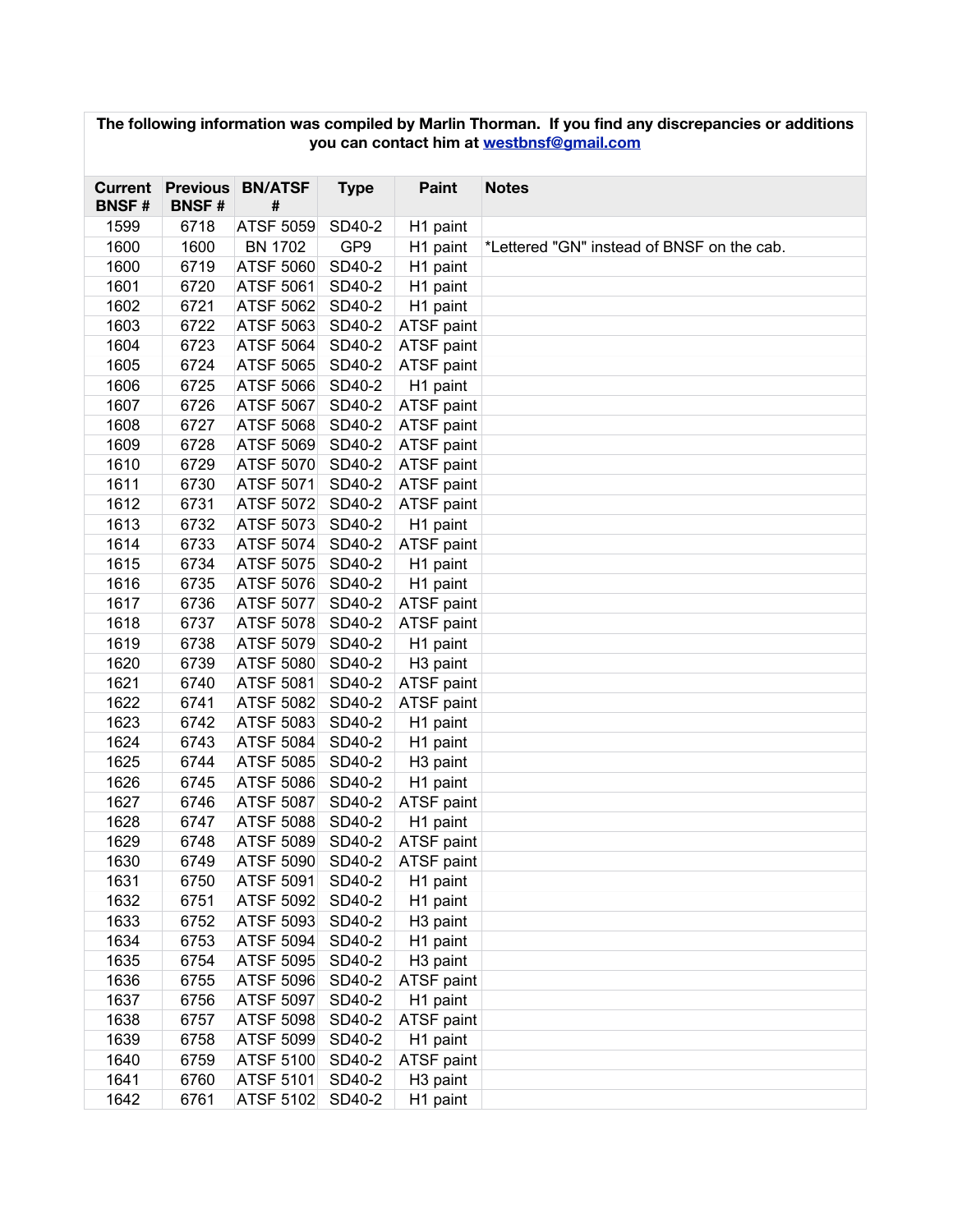**The following information was compiled by Marlin Thorman. If you find any discrepancies or additions you can contact him at westbnsf@gmail.com**

| Current BNSF # | Previous BNSF # | BN/ATSF # | Type | Paint | Notes |
|---|---|---|---|---|---|
| 1599 | 6718 | ATSF 5059 | SD40-2 | H1 paint | |
| 1600 | 1600 | BN 1702 | GP9 | H1 paint | *Lettered "GN" instead of BNSF on the cab. |
| 1600 | 6719 | ATSF 5060 | SD40-2 | H1 paint | |
| 1601 | 6720 | ATSF 5061 | SD40-2 | H1 paint | |
| 1602 | 6721 | ATSF 5062 | SD40-2 | H1 paint | |
| 1603 | 6722 | ATSF 5063 | SD40-2 | ATSF paint | |
| 1604 | 6723 | ATSF 5064 | SD40-2 | ATSF paint | |
| 1605 | 6724 | ATSF 5065 | SD40-2 | ATSF paint | |
| 1606 | 6725 | ATSF 5066 | SD40-2 | H1 paint | |
| 1607 | 6726 | ATSF 5067 | SD40-2 | ATSF paint | |
| 1608 | 6727 | ATSF 5068 | SD40-2 | ATSF paint | |
| 1609 | 6728 | ATSF 5069 | SD40-2 | ATSF paint | |
| 1610 | 6729 | ATSF 5070 | SD40-2 | ATSF paint | |
| 1611 | 6730 | ATSF 5071 | SD40-2 | ATSF paint | |
| 1612 | 6731 | ATSF 5072 | SD40-2 | ATSF paint | |
| 1613 | 6732 | ATSF 5073 | SD40-2 | H1 paint | |
| 1614 | 6733 | ATSF 5074 | SD40-2 | ATSF paint | |
| 1615 | 6734 | ATSF 5075 | SD40-2 | H1 paint | |
| 1616 | 6735 | ATSF 5076 | SD40-2 | H1 paint | |
| 1617 | 6736 | ATSF 5077 | SD40-2 | ATSF paint | |
| 1618 | 6737 | ATSF 5078 | SD40-2 | ATSF paint | |
| 1619 | 6738 | ATSF 5079 | SD40-2 | H1 paint | |
| 1620 | 6739 | ATSF 5080 | SD40-2 | H3 paint | |
| 1621 | 6740 | ATSF 5081 | SD40-2 | ATSF paint | |
| 1622 | 6741 | ATSF 5082 | SD40-2 | ATSF paint | |
| 1623 | 6742 | ATSF 5083 | SD40-2 | H1 paint | |
| 1624 | 6743 | ATSF 5084 | SD40-2 | H1 paint | |
| 1625 | 6744 | ATSF 5085 | SD40-2 | H3 paint | |
| 1626 | 6745 | ATSF 5086 | SD40-2 | H1 paint | |
| 1627 | 6746 | ATSF 5087 | SD40-2 | ATSF paint | |
| 1628 | 6747 | ATSF 5088 | SD40-2 | H1 paint | |
| 1629 | 6748 | ATSF 5089 | SD40-2 | ATSF paint | |
| 1630 | 6749 | ATSF 5090 | SD40-2 | ATSF paint | |
| 1631 | 6750 | ATSF 5091 | SD40-2 | H1 paint | |
| 1632 | 6751 | ATSF 5092 | SD40-2 | H1 paint | |
| 1633 | 6752 | ATSF 5093 | SD40-2 | H3 paint | |
| 1634 | 6753 | ATSF 5094 | SD40-2 | H1 paint | |
| 1635 | 6754 | ATSF 5095 | SD40-2 | H3 paint | |
| 1636 | 6755 | ATSF 5096 | SD40-2 | ATSF paint | |
| 1637 | 6756 | ATSF 5097 | SD40-2 | H1 paint | |
| 1638 | 6757 | ATSF 5098 | SD40-2 | ATSF paint | |
| 1639 | 6758 | ATSF 5099 | SD40-2 | H1 paint | |
| 1640 | 6759 | ATSF 5100 | SD40-2 | ATSF paint | |
| 1641 | 6760 | ATSF 5101 | SD40-2 | H3 paint | |
| 1642 | 6761 | ATSF 5102 | SD40-2 | H1 paint | |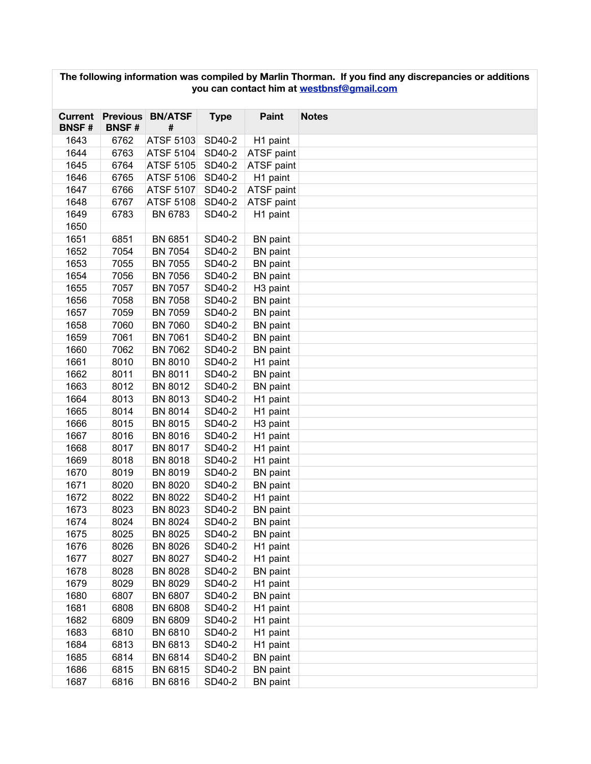**The following information was compiled by Marlin Thorman. If you find any discrepancies or additions you can contact him at [westbnsf@gmail.com](mailto:westbnsf@gmail.com)**

| Current BNSF # | Previous BNSF # | BN/ATSF # | Type | Paint | Notes |
|---|---|---|---|---|---|
| 1643 | 6762 | ATSF 5103 | SD40-2 | H1 paint | |
| 1644 | 6763 | ATSF 5104 | SD40-2 | ATSF paint | |
| 1645 | 6764 | ATSF 5105 | SD40-2 | ATSF paint | |
| 1646 | 6765 | ATSF 5106 | SD40-2 | H1 paint | |
| 1647 | 6766 | ATSF 5107 | SD40-2 | ATSF paint | |
| 1648 | 6767 | ATSF 5108 | SD40-2 | ATSF paint | |
| 1649 | 6783 | BN 6783 | SD40-2 | H1 paint | |
| 1650 | | | | | |
| 1651 | 6851 | BN 6851 | SD40-2 | BN paint | |
| 1652 | 7054 | BN 7054 | SD40-2 | BN paint | |
| 1653 | 7055 | BN 7055 | SD40-2 | BN paint | |
| 1654 | 7056 | BN 7056 | SD40-2 | BN paint | |
| 1655 | 7057 | BN 7057 | SD40-2 | H3 paint | |
| 1656 | 7058 | BN 7058 | SD40-2 | BN paint | |
| 1657 | 7059 | BN 7059 | SD40-2 | BN paint | |
| 1658 | 7060 | BN 7060 | SD40-2 | BN paint | |
| 1659 | 7061 | BN 7061 | SD40-2 | BN paint | |
| 1660 | 7062 | BN 7062 | SD40-2 | BN paint | |
| 1661 | 8010 | BN 8010 | SD40-2 | H1 paint | |
| 1662 | 8011 | BN 8011 | SD40-2 | BN paint | |
| 1663 | 8012 | BN 8012 | SD40-2 | BN paint | |
| 1664 | 8013 | BN 8013 | SD40-2 | H1 paint | |
| 1665 | 8014 | BN 8014 | SD40-2 | H1 paint | |
| 1666 | 8015 | BN 8015 | SD40-2 | H3 paint | |
| 1667 | 8016 | BN 8016 | SD40-2 | H1 paint | |
| 1668 | 8017 | BN 8017 | SD40-2 | H1 paint | |
| 1669 | 8018 | BN 8018 | SD40-2 | H1 paint | |
| 1670 | 8019 | BN 8019 | SD40-2 | BN paint | |
| 1671 | 8020 | BN 8020 | SD40-2 | BN paint | |
| 1672 | 8022 | BN 8022 | SD40-2 | H1 paint | |
| 1673 | 8023 | BN 8023 | SD40-2 | BN paint | |
| 1674 | 8024 | BN 8024 | SD40-2 | BN paint | |
| 1675 | 8025 | BN 8025 | SD40-2 | BN paint | |
| 1676 | 8026 | BN 8026 | SD40-2 | H1 paint | |
| 1677 | 8027 | BN 8027 | SD40-2 | H1 paint | |
| 1678 | 8028 | BN 8028 | SD40-2 | BN paint | |
| 1679 | 8029 | BN 8029 | SD40-2 | H1 paint | |
| 1680 | 6807 | BN 6807 | SD40-2 | BN paint | |
| 1681 | 6808 | BN 6808 | SD40-2 | H1 paint | |
| 1682 | 6809 | BN 6809 | SD40-2 | H1 paint | |
| 1683 | 6810 | BN 6810 | SD40-2 | H1 paint | |
| 1684 | 6813 | BN 6813 | SD40-2 | H1 paint | |
| 1685 | 6814 | BN 6814 | SD40-2 | BN paint | |
| 1686 | 6815 | BN 6815 | SD40-2 | BN paint | |
| 1687 | 6816 | BN 6816 | SD40-2 | BN paint | |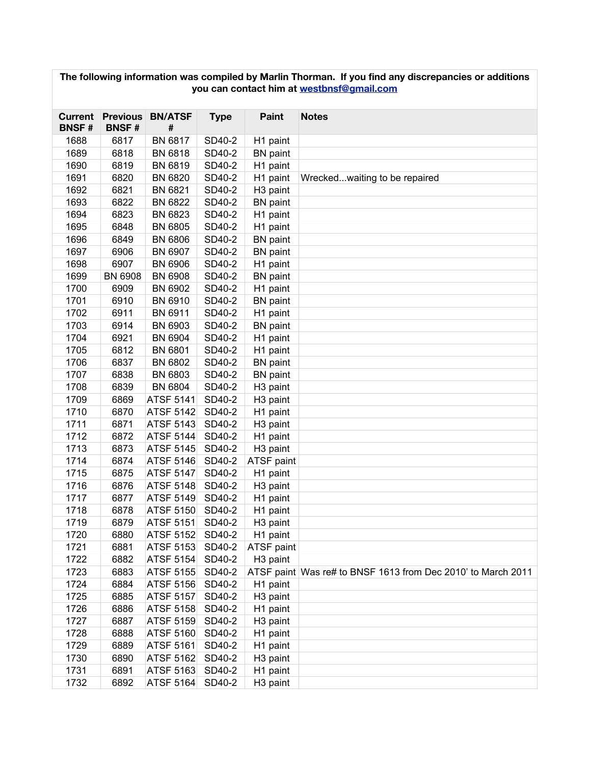**The following information was compiled by Marlin Thorman. If you find any discrepancies or additions you can contact him at [westbnsf@gmail.com](mailto:westbnsf@gmail.com)**

| Current BNSF # | Previous BNSF # | BN/ATSF # | Type | Paint | Notes |
|---|---|---|---|---|---|
| 1688 | 6817 | BN 6817 | SD40-2 | H1 paint | |
| 1689 | 6818 | BN 6818 | SD40-2 | BN paint | |
| 1690 | 6819 | BN 6819 | SD40-2 | H1 paint | |
| 1691 | 6820 | BN 6820 | SD40-2 | H1 paint | Wrecked...waiting to be repaired |
| 1692 | 6821 | BN 6821 | SD40-2 | H3 paint | |
| 1693 | 6822 | BN 6822 | SD40-2 | BN paint | |
| 1694 | 6823 | BN 6823 | SD40-2 | H1 paint | |
| 1695 | 6848 | BN 6805 | SD40-2 | H1 paint | |
| 1696 | 6849 | BN 6806 | SD40-2 | BN paint | |
| 1697 | 6906 | BN 6907 | SD40-2 | BN paint | |
| 1698 | 6907 | BN 6906 | SD40-2 | H1 paint | |
| 1699 | BN 6908 | BN 6908 | SD40-2 | BN paint | |
| 1700 | 6909 | BN 6902 | SD40-2 | H1 paint | |
| 1701 | 6910 | BN 6910 | SD40-2 | BN paint | |
| 1702 | 6911 | BN 6911 | SD40-2 | H1 paint | |
| 1703 | 6914 | BN 6903 | SD40-2 | BN paint | |
| 1704 | 6921 | BN 6904 | SD40-2 | H1 paint | |
| 1705 | 6812 | BN 6801 | SD40-2 | H1 paint | |
| 1706 | 6837 | BN 6802 | SD40-2 | BN paint | |
| 1707 | 6838 | BN 6803 | SD40-2 | BN paint | |
| 1708 | 6839 | BN 6804 | SD40-2 | H3 paint | |
| 1709 | 6869 | ATSF 5141 | SD40-2 | H3 paint | |
| 1710 | 6870 | ATSF 5142 | SD40-2 | H1 paint | |
| 1711 | 6871 | ATSF 5143 | SD40-2 | H3 paint | |
| 1712 | 6872 | ATSF 5144 | SD40-2 | H1 paint | |
| 1713 | 6873 | ATSF 5145 | SD40-2 | H3 paint | |
| 1714 | 6874 | ATSF 5146 | SD40-2 | ATSF paint | |
| 1715 | 6875 | ATSF 5147 | SD40-2 | H1 paint | |
| 1716 | 6876 | ATSF 5148 | SD40-2 | H3 paint | |
| 1717 | 6877 | ATSF 5149 | SD40-2 | H1 paint | |
| 1718 | 6878 | ATSF 5150 | SD40-2 | H1 paint | |
| 1719 | 6879 | ATSF 5151 | SD40-2 | H3 paint | |
| 1720 | 6880 | ATSF 5152 | SD40-2 | H1 paint | |
| 1721 | 6881 | ATSF 5153 | SD40-2 | ATSF paint | |
| 1722 | 6882 | ATSF 5154 | SD40-2 | H3 paint | |
| 1723 | 6883 | ATSF 5155 | SD40-2 | ATSF paint | Was re# to BNSF 1613 from Dec 2010' to March 2011 |
| 1724 | 6884 | ATSF 5156 | SD40-2 | H1 paint | |
| 1725 | 6885 | ATSF 5157 | SD40-2 | H3 paint | |
| 1726 | 6886 | ATSF 5158 | SD40-2 | H1 paint | |
| 1727 | 6887 | ATSF 5159 | SD40-2 | H3 paint | |
| 1728 | 6888 | ATSF 5160 | SD40-2 | H1 paint | |
| 1729 | 6889 | ATSF 5161 | SD40-2 | H1 paint | |
| 1730 | 6890 | ATSF 5162 | SD40-2 | H3 paint | |
| 1731 | 6891 | ATSF 5163 | SD40-2 | H1 paint | |
| 1732 | 6892 | ATSF 5164 | SD40-2 | H3 paint | |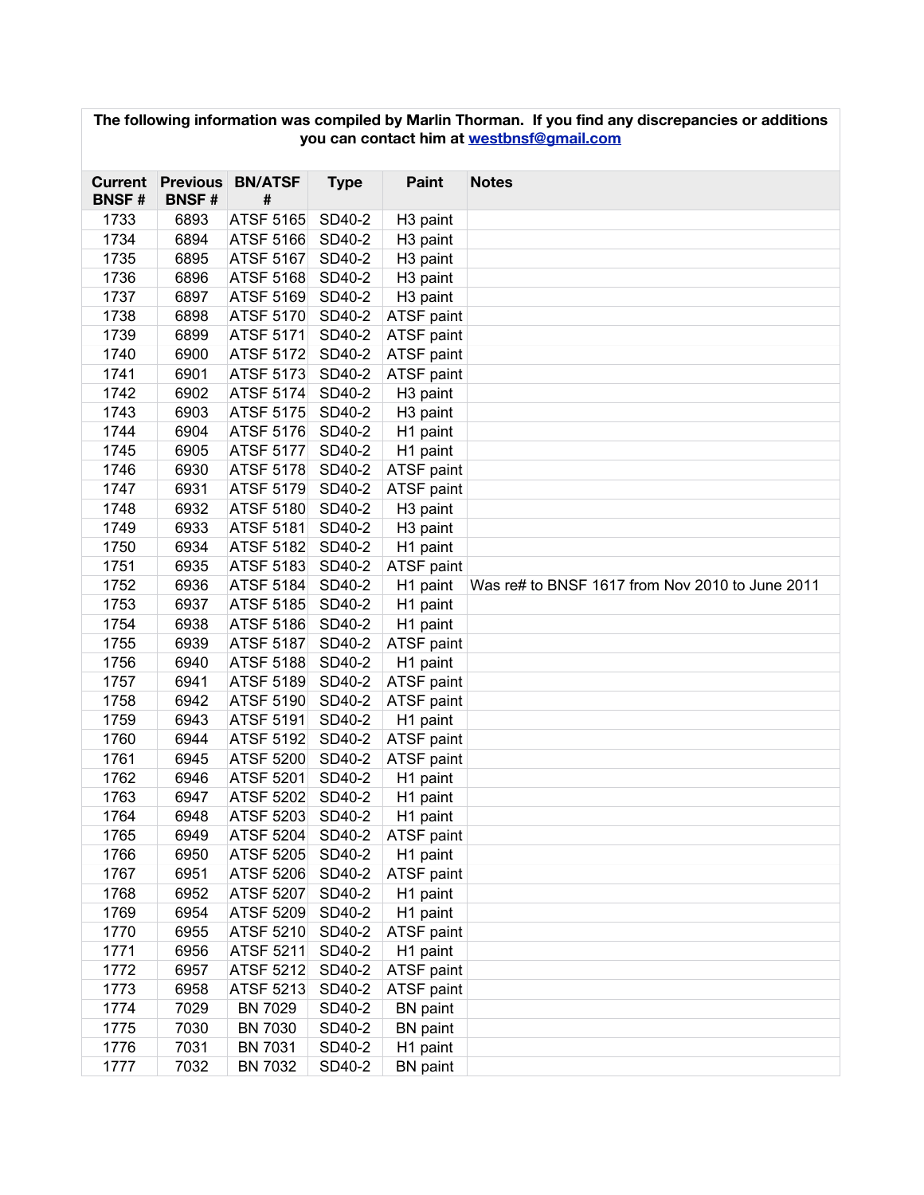| The following information was compiled by Marlin Thorman. If you find any discrepancies or additions you can contact him at westbnsf@gmail.com | | | | | |
|---|---|---|---|---|---|
| **Current BNSF #** | **Previous BNSF #** | **BN/ATSF #** | **Type** | **Paint** | **Notes** |
| 1733 | 6893 | ATSF 5165 | SD40-2 | H3 paint | |
| 1734 | 6894 | ATSF 5166 | SD40-2 | H3 paint | |
| 1735 | 6895 | ATSF 5167 | SD40-2 | H3 paint | |
| 1736 | 6896 | ATSF 5168 | SD40-2 | H3 paint | |
| 1737 | 6897 | ATSF 5169 | SD40-2 | H3 paint | |
| 1738 | 6898 | ATSF 5170 | SD40-2 | ATSF paint | |
| 1739 | 6899 | ATSF 5171 | SD40-2 | ATSF paint | |
| 1740 | 6900 | ATSF 5172 | SD40-2 | ATSF paint | |
| 1741 | 6901 | ATSF 5173 | SD40-2 | ATSF paint | |
| 1742 | 6902 | ATSF 5174 | SD40-2 | H3 paint | |
| 1743 | 6903 | ATSF 5175 | SD40-2 | H3 paint | |
| 1744 | 6904 | ATSF 5176 | SD40-2 | H1 paint | |
| 1745 | 6905 | ATSF 5177 | SD40-2 | H1 paint | |
| 1746 | 6930 | ATSF 5178 | SD40-2 | ATSF paint | |
| 1747 | 6931 | ATSF 5179 | SD40-2 | ATSF paint | |
| 1748 | 6932 | ATSF 5180 | SD40-2 | H3 paint | |
| 1749 | 6933 | ATSF 5181 | SD40-2 | H3 paint | |
| 1750 | 6934 | ATSF 5182 | SD40-2 | H1 paint | |
| 1751 | 6935 | ATSF 5183 | SD40-2 | ATSF paint | |
| 1752 | 6936 | ATSF 5184 | SD40-2 | H1 paint | Was re# to BNSF 1617 from Nov 2010 to June 2011 |
| 1753 | 6937 | ATSF 5185 | SD40-2 | H1 paint | |
| 1754 | 6938 | ATSF 5186 | SD40-2 | H1 paint | |
| 1755 | 6939 | ATSF 5187 | SD40-2 | ATSF paint | |
| 1756 | 6940 | ATSF 5188 | SD40-2 | H1 paint | |
| 1757 | 6941 | ATSF 5189 | SD40-2 | ATSF paint | |
| 1758 | 6942 | ATSF 5190 | SD40-2 | ATSF paint | |
| 1759 | 6943 | ATSF 5191 | SD40-2 | H1 paint | |
| 1760 | 6944 | ATSF 5192 | SD40-2 | ATSF paint | |
| 1761 | 6945 | ATSF 5200 | SD40-2 | ATSF paint | |
| 1762 | 6946 | ATSF 5201 | SD40-2 | H1 paint | |
| 1763 | 6947 | ATSF 5202 | SD40-2 | H1 paint | |
| 1764 | 6948 | ATSF 5203 | SD40-2 | H1 paint | |
| 1765 | 6949 | ATSF 5204 | SD40-2 | ATSF paint | |
| 1766 | 6950 | ATSF 5205 | SD40-2 | H1 paint | |
| 1767 | 6951 | ATSF 5206 | SD40-2 | ATSF paint | |
| 1768 | 6952 | ATSF 5207 | SD40-2 | H1 paint | |
| 1769 | 6954 | ATSF 5209 | SD40-2 | H1 paint | |
| 1770 | 6955 | ATSF 5210 | SD40-2 | ATSF paint | |
| 1771 | 6956 | ATSF 5211 | SD40-2 | H1 paint | |
| 1772 | 6957 | ATSF 5212 | SD40-2 | ATSF paint | |
| 1773 | 6958 | ATSF 5213 | SD40-2 | ATSF paint | |
| 1774 | 7029 | BN 7029 | SD40-2 | BN paint | |
| 1775 | 7030 | BN 7030 | SD40-2 | BN paint | |
| 1776 | 7031 | BN 7031 | SD40-2 | H1 paint | |
| 1777 | 7032 | BN 7032 | SD40-2 | BN paint | |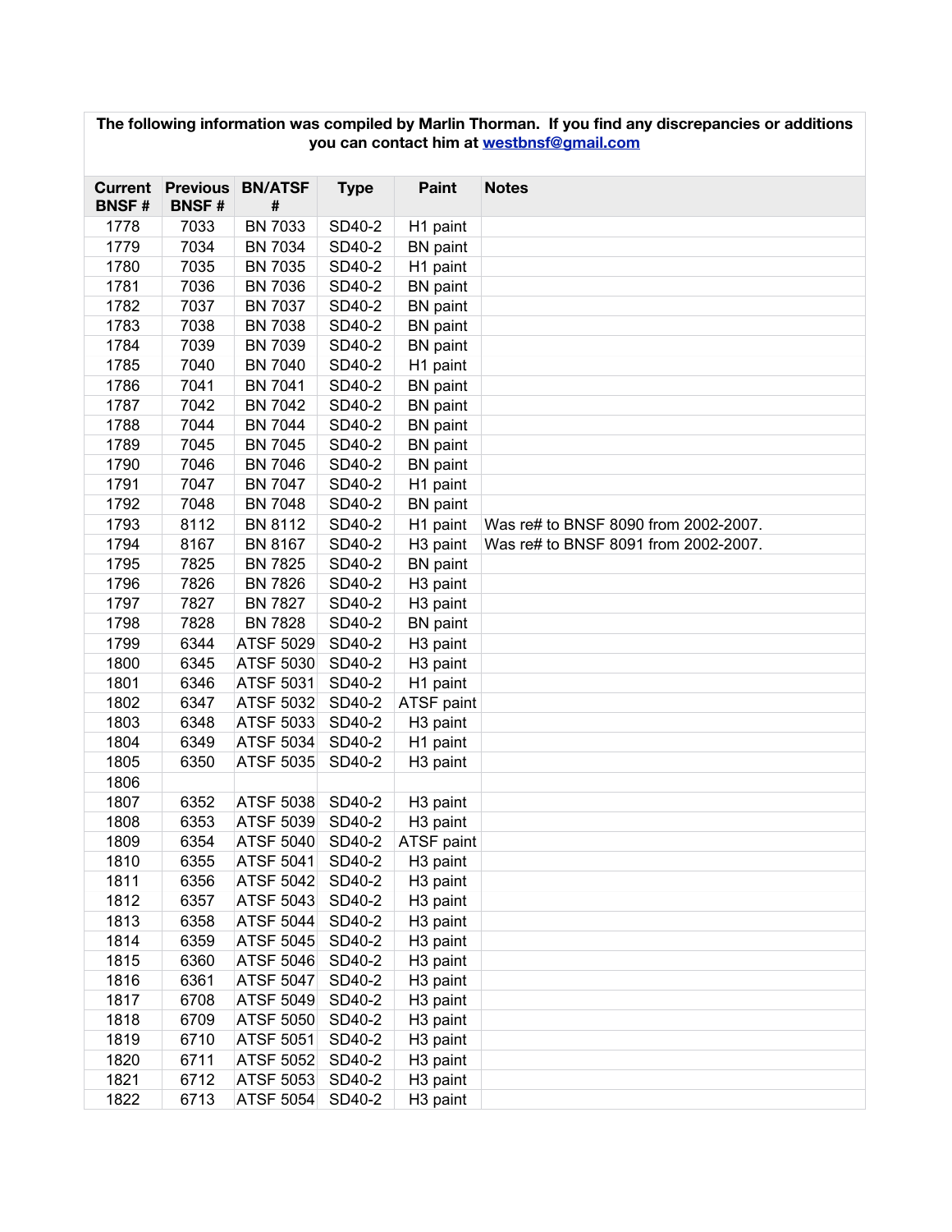**The following information was compiled by Marlin Thorman. If you find any discrepancies or additions you can contact him at [westbnsf@gmail.com](mailto:westbnsf@gmail.com)**

| Current BNSF # | Previous BNSF # | BN/ATSF # | Type | Paint | Notes |
|---|---|---|---|---|---|
| 1778 | 7033 | BN 7033 | SD40-2 | H1 paint | |
| 1779 | 7034 | BN 7034 | SD40-2 | BN paint | |
| 1780 | 7035 | BN 7035 | SD40-2 | H1 paint | |
| 1781 | 7036 | BN 7036 | SD40-2 | BN paint | |
| 1782 | 7037 | BN 7037 | SD40-2 | BN paint | |
| 1783 | 7038 | BN 7038 | SD40-2 | BN paint | |
| 1784 | 7039 | BN 7039 | SD40-2 | BN paint | |
| 1785 | 7040 | BN 7040 | SD40-2 | H1 paint | |
| 1786 | 7041 | BN 7041 | SD40-2 | BN paint | |
| 1787 | 7042 | BN 7042 | SD40-2 | BN paint | |
| 1788 | 7044 | BN 7044 | SD40-2 | BN paint | |
| 1789 | 7045 | BN 7045 | SD40-2 | BN paint | |
| 1790 | 7046 | BN 7046 | SD40-2 | BN paint | |
| 1791 | 7047 | BN 7047 | SD40-2 | H1 paint | |
| 1792 | 7048 | BN 7048 | SD40-2 | BN paint | |
| 1793 | 8112 | BN 8112 | SD40-2 | H1 paint | Was re# to BNSF 8090 from 2002-2007. |
| 1794 | 8167 | BN 8167 | SD40-2 | H3 paint | Was re# to BNSF 8091 from 2002-2007. |
| 1795 | 7825 | BN 7825 | SD40-2 | BN paint | |
| 1796 | 7826 | BN 7826 | SD40-2 | H3 paint | |
| 1797 | 7827 | BN 7827 | SD40-2 | H3 paint | |
| 1798 | 7828 | BN 7828 | SD40-2 | BN paint | |
| 1799 | 6344 | ATSF 5029 | SD40-2 | H3 paint | |
| 1800 | 6345 | ATSF 5030 | SD40-2 | H3 paint | |
| 1801 | 6346 | ATSF 5031 | SD40-2 | H1 paint | |
| 1802 | 6347 | ATSF 5032 | SD40-2 | ATSF paint | |
| 1803 | 6348 | ATSF 5033 | SD40-2 | H3 paint | |
| 1804 | 6349 | ATSF 5034 | SD40-2 | H1 paint | |
| 1805 | 6350 | ATSF 5035 | SD40-2 | H3 paint | |
| 1806 | | | | | |
| 1807 | 6352 | ATSF 5038 | SD40-2 | H3 paint | |
| 1808 | 6353 | ATSF 5039 | SD40-2 | H3 paint | |
| 1809 | 6354 | ATSF 5040 | SD40-2 | ATSF paint | |
| 1810 | 6355 | ATSF 5041 | SD40-2 | H3 paint | |
| 1811 | 6356 | ATSF 5042 | SD40-2 | H3 paint | |
| 1812 | 6357 | ATSF 5043 | SD40-2 | H3 paint | |
| 1813 | 6358 | ATSF 5044 | SD40-2 | H3 paint | |
| 1814 | 6359 | ATSF 5045 | SD40-2 | H3 paint | |
| 1815 | 6360 | ATSF 5046 | SD40-2 | H3 paint | |
| 1816 | 6361 | ATSF 5047 | SD40-2 | H3 paint | |
| 1817 | 6708 | ATSF 5049 | SD40-2 | H3 paint | |
| 1818 | 6709 | ATSF 5050 | SD40-2 | H3 paint | |
| 1819 | 6710 | ATSF 5051 | SD40-2 | H3 paint | |
| 1820 | 6711 | ATSF 5052 | SD40-2 | H3 paint | |
| 1821 | 6712 | ATSF 5053 | SD40-2 | H3 paint | |
| 1822 | 6713 | ATSF 5054 | SD40-2 | H3 paint | |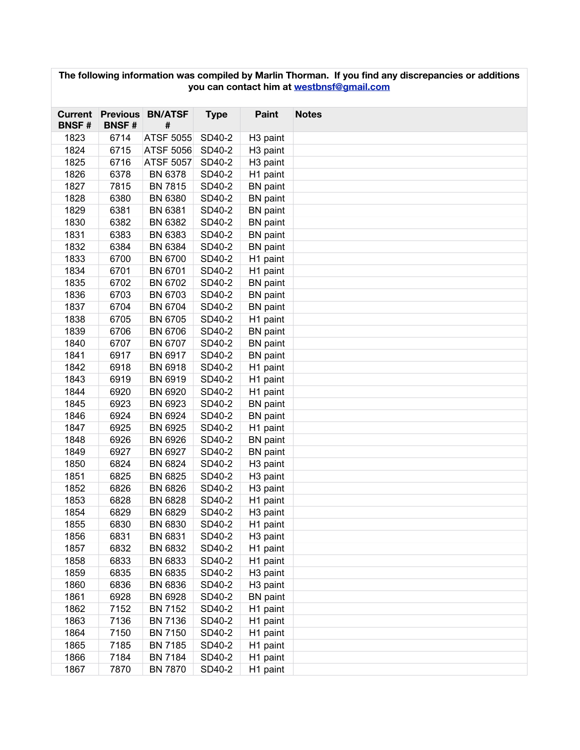**The following information was compiled by Marlin Thorman. If you find any discrepancies or additions you can contact him at westbnsf@gmail.com**

| Current BNSF # | Previous BNSF # | BN/ATSF # | Type | Paint | Notes |
|---|---|---|---|---|---|
| 1823 | 6714 | ATSF 5055 | SD40-2 | H3 paint | |
| 1824 | 6715 | ATSF 5056 | SD40-2 | H3 paint | |
| 1825 | 6716 | ATSF 5057 | SD40-2 | H3 paint | |
| 1826 | 6378 | BN 6378 | SD40-2 | H1 paint | |
| 1827 | 7815 | BN 7815 | SD40-2 | BN paint | |
| 1828 | 6380 | BN 6380 | SD40-2 | BN paint | |
| 1829 | 6381 | BN 6381 | SD40-2 | BN paint | |
| 1830 | 6382 | BN 6382 | SD40-2 | BN paint | |
| 1831 | 6383 | BN 6383 | SD40-2 | BN paint | |
| 1832 | 6384 | BN 6384 | SD40-2 | BN paint | |
| 1833 | 6700 | BN 6700 | SD40-2 | H1 paint | |
| 1834 | 6701 | BN 6701 | SD40-2 | H1 paint | |
| 1835 | 6702 | BN 6702 | SD40-2 | BN paint | |
| 1836 | 6703 | BN 6703 | SD40-2 | BN paint | |
| 1837 | 6704 | BN 6704 | SD40-2 | BN paint | |
| 1838 | 6705 | BN 6705 | SD40-2 | H1 paint | |
| 1839 | 6706 | BN 6706 | SD40-2 | BN paint | |
| 1840 | 6707 | BN 6707 | SD40-2 | BN paint | |
| 1841 | 6917 | BN 6917 | SD40-2 | BN paint | |
| 1842 | 6918 | BN 6918 | SD40-2 | H1 paint | |
| 1843 | 6919 | BN 6919 | SD40-2 | H1 paint | |
| 1844 | 6920 | BN 6920 | SD40-2 | H1 paint | |
| 1845 | 6923 | BN 6923 | SD40-2 | BN paint | |
| 1846 | 6924 | BN 6924 | SD40-2 | BN paint | |
| 1847 | 6925 | BN 6925 | SD40-2 | H1 paint | |
| 1848 | 6926 | BN 6926 | SD40-2 | BN paint | |
| 1849 | 6927 | BN 6927 | SD40-2 | BN paint | |
| 1850 | 6824 | BN 6824 | SD40-2 | H3 paint | |
| 1851 | 6825 | BN 6825 | SD40-2 | H3 paint | |
| 1852 | 6826 | BN 6826 | SD40-2 | H3 paint | |
| 1853 | 6828 | BN 6828 | SD40-2 | H1 paint | |
| 1854 | 6829 | BN 6829 | SD40-2 | H3 paint | |
| 1855 | 6830 | BN 6830 | SD40-2 | H1 paint | |
| 1856 | 6831 | BN 6831 | SD40-2 | H3 paint | |
| 1857 | 6832 | BN 6832 | SD40-2 | H1 paint | |
| 1858 | 6833 | BN 6833 | SD40-2 | H1 paint | |
| 1859 | 6835 | BN 6835 | SD40-2 | H3 paint | |
| 1860 | 6836 | BN 6836 | SD40-2 | H3 paint | |
| 1861 | 6928 | BN 6928 | SD40-2 | BN paint | |
| 1862 | 7152 | BN 7152 | SD40-2 | H1 paint | |
| 1863 | 7136 | BN 7136 | SD40-2 | H1 paint | |
| 1864 | 7150 | BN 7150 | SD40-2 | H1 paint | |
| 1865 | 7185 | BN 7185 | SD40-2 | H1 paint | |
| 1866 | 7184 | BN 7184 | SD40-2 | H1 paint | |
| 1867 | 7870 | BN 7870 | SD40-2 | H1 paint | |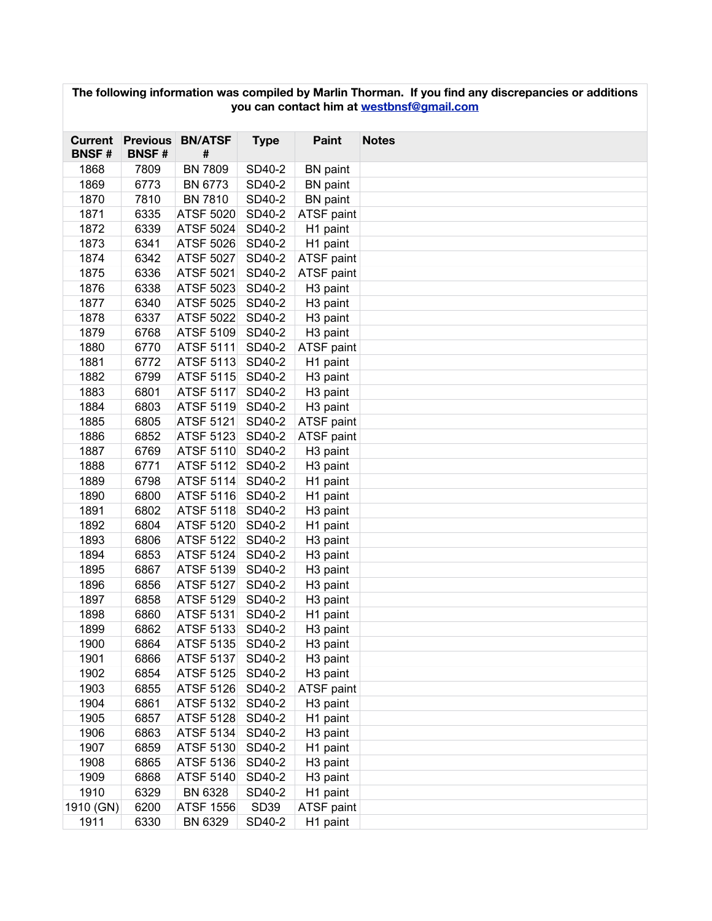The following information was compiled by Marlin Thorman. If you find any discrepancies or additions you can contact him at [westbnsf@gmail.com](mailto:westbnsf@gmail.com)

| Current BNSF # | Previous BNSF # | BN/ATSF # | Type | Paint | Notes |
|---|---|---|---|---|---|
| 1868 | 7809 | BN 7809 | SD40-2 | BN paint | |
| 1869 | 6773 | BN 6773 | SD40-2 | BN paint | |
| 1870 | 7810 | BN 7810 | SD40-2 | BN paint | |
| 1871 | 6335 | ATSF 5020 | SD40-2 | ATSF paint | |
| 1872 | 6339 | ATSF 5024 | SD40-2 | H1 paint | |
| 1873 | 6341 | ATSF 5026 | SD40-2 | H1 paint | |
| 1874 | 6342 | ATSF 5027 | SD40-2 | ATSF paint | |
| 1875 | 6336 | ATSF 5021 | SD40-2 | ATSF paint | |
| 1876 | 6338 | ATSF 5023 | SD40-2 | H3 paint | |
| 1877 | 6340 | ATSF 5025 | SD40-2 | H3 paint | |
| 1878 | 6337 | ATSF 5022 | SD40-2 | H3 paint | |
| 1879 | 6768 | ATSF 5109 | SD40-2 | H3 paint | |
| 1880 | 6770 | ATSF 5111 | SD40-2 | ATSF paint | |
| 1881 | 6772 | ATSF 5113 | SD40-2 | H1 paint | |
| 1882 | 6799 | ATSF 5115 | SD40-2 | H3 paint | |
| 1883 | 6801 | ATSF 5117 | SD40-2 | H3 paint | |
| 1884 | 6803 | ATSF 5119 | SD40-2 | H3 paint | |
| 1885 | 6805 | ATSF 5121 | SD40-2 | ATSF paint | |
| 1886 | 6852 | ATSF 5123 | SD40-2 | ATSF paint | |
| 1887 | 6769 | ATSF 5110 | SD40-2 | H3 paint | |
| 1888 | 6771 | ATSF 5112 | SD40-2 | H3 paint | |
| 1889 | 6798 | ATSF 5114 | SD40-2 | H1 paint | |
| 1890 | 6800 | ATSF 5116 | SD40-2 | H1 paint | |
| 1891 | 6802 | ATSF 5118 | SD40-2 | H3 paint | |
| 1892 | 6804 | ATSF 5120 | SD40-2 | H1 paint | |
| 1893 | 6806 | ATSF 5122 | SD40-2 | H3 paint | |
| 1894 | 6853 | ATSF 5124 | SD40-2 | H3 paint | |
| 1895 | 6867 | ATSF 5139 | SD40-2 | H3 paint | |
| 1896 | 6856 | ATSF 5127 | SD40-2 | H3 paint | |
| 1897 | 6858 | ATSF 5129 | SD40-2 | H3 paint | |
| 1898 | 6860 | ATSF 5131 | SD40-2 | H1 paint | |
| 1899 | 6862 | ATSF 5133 | SD40-2 | H3 paint | |
| 1900 | 6864 | ATSF 5135 | SD40-2 | H3 paint | |
| 1901 | 6866 | ATSF 5137 | SD40-2 | H3 paint | |
| 1902 | 6854 | ATSF 5125 | SD40-2 | H3 paint | |
| 1903 | 6855 | ATSF 5126 | SD40-2 | ATSF paint | |
| 1904 | 6861 | ATSF 5132 | SD40-2 | H3 paint | |
| 1905 | 6857 | ATSF 5128 | SD40-2 | H1 paint | |
| 1906 | 6863 | ATSF 5134 | SD40-2 | H3 paint | |
| 1907 | 6859 | ATSF 5130 | SD40-2 | H1 paint | |
| 1908 | 6865 | ATSF 5136 | SD40-2 | H3 paint | |
| 1909 | 6868 | ATSF 5140 | SD40-2 | H3 paint | |
| 1910 | 6329 | BN 6328 | SD40-2 | H1 paint | |
| 1910 (GN) | 6200 | ATSF 1556 | SD39 | ATSF paint | |
| 1911 | 6330 | BN 6329 | SD40-2 | H1 paint | |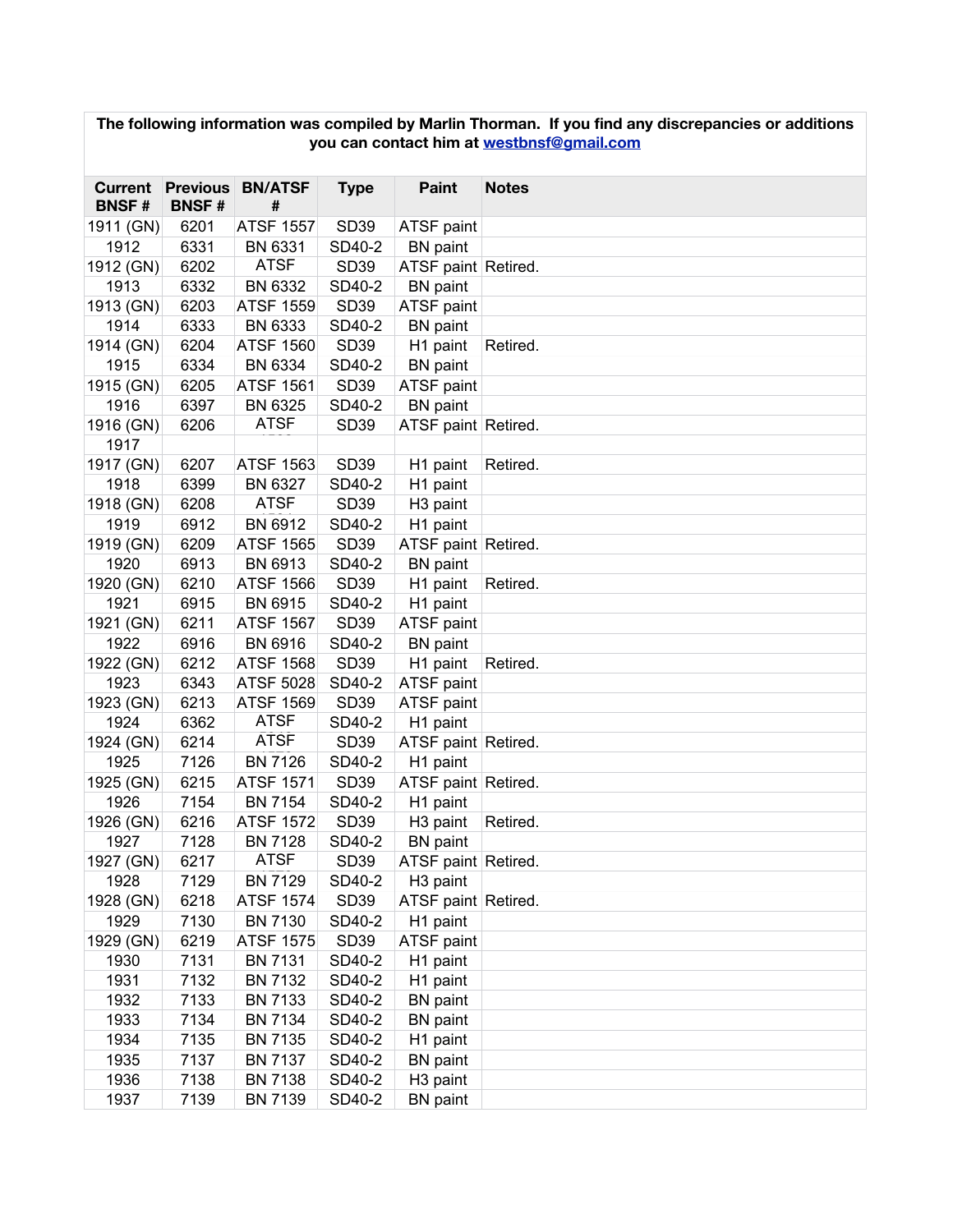**The following information was compiled by Marlin Thorman. If you find any discrepancies or additions you can contact him at [westbnsf@gmail.com](mailto:westbnsf@gmail.com)**

| Current BNSF # | Previous BNSF # | BN/ATSF # | Type | Paint | Notes |
|---|---|---|---|---|---|
| 1911 (GN) | 6201 | ATSF 1557 | SD39 | ATSF paint | |
| 1912 | 6331 | BN 6331 | SD40-2 | BN paint | |
| 1912 (GN) | 6202 | ATSF | SD39 | ATSF paint | Retired. |
| 1913 | 6332 | BN 6332 | SD40-2 | BN paint | |
| 1913 (GN) | 6203 | ATSF 1559 | SD39 | ATSF paint | |
| 1914 | 6333 | BN 6333 | SD40-2 | BN paint | |
| 1914 (GN) | 6204 | ATSF 1560 | SD39 | H1 paint | Retired. |
| 1915 | 6334 | BN 6334 | SD40-2 | BN paint | |
| 1915 (GN) | 6205 | ATSF 1561 | SD39 | ATSF paint | |
| 1916 | 6397 | BN 6325 | SD40-2 | BN paint | |
| 1916 (GN) | 6206 | ATSF | SD39 | ATSF paint | Retired. |
| 1917 | | | | | |
| 1917 (GN) | 6207 | ATSF 1563 | SD39 | H1 paint | Retired. |
| 1918 | 6399 | BN 6327 | SD40-2 | H1 paint | |
| 1918 (GN) | 6208 | ATSF | SD39 | H3 paint | |
| 1919 | 6912 | BN 6912 | SD40-2 | H1 paint | |
| 1919 (GN) | 6209 | ATSF 1565 | SD39 | ATSF paint | Retired. |
| 1920 | 6913 | BN 6913 | SD40-2 | BN paint | |
| 1920 (GN) | 6210 | ATSF 1566 | SD39 | H1 paint | Retired. |
| 1921 | 6915 | BN 6915 | SD40-2 | H1 paint | |
| 1921 (GN) | 6211 | ATSF 1567 | SD39 | ATSF paint | |
| 1922 | 6916 | BN 6916 | SD40-2 | BN paint | |
| 1922 (GN) | 6212 | ATSF 1568 | SD39 | H1 paint | Retired. |
| 1923 | 6343 | ATSF 5028 | SD40-2 | ATSF paint | |
| 1923 (GN) | 6213 | ATSF 1569 | SD39 | ATSF paint | |
| 1924 | 6362 | ATSF | SD40-2 | H1 paint | |
| 1924 (GN) | 6214 | ATSF | SD39 | ATSF paint | Retired. |
| 1925 | 7126 | BN 7126 | SD40-2 | H1 paint | |
| 1925 (GN) | 6215 | ATSF 1571 | SD39 | ATSF paint | Retired. |
| 1926 | 7154 | BN 7154 | SD40-2 | H1 paint | |
| 1926 (GN) | 6216 | ATSF 1572 | SD39 | H3 paint | Retired. |
| 1927 | 7128 | BN 7128 | SD40-2 | BN paint | |
| 1927 (GN) | 6217 | ATSF | SD39 | ATSF paint | Retired. |
| 1928 | 7129 | BN 7129 | SD40-2 | H3 paint | |
| 1928 (GN) | 6218 | ATSF 1574 | SD39 | ATSF paint | Retired. |
| 1929 | 7130 | BN 7130 | SD40-2 | H1 paint | |
| 1929 (GN) | 6219 | ATSF 1575 | SD39 | ATSF paint | |
| 1930 | 7131 | BN 7131 | SD40-2 | H1 paint | |
| 1931 | 7132 | BN 7132 | SD40-2 | H1 paint | |
| 1932 | 7133 | BN 7133 | SD40-2 | BN paint | |
| 1933 | 7134 | BN 7134 | SD40-2 | BN paint | |
| 1934 | 7135 | BN 7135 | SD40-2 | H1 paint | |
| 1935 | 7137 | BN 7137 | SD40-2 | BN paint | |
| 1936 | 7138 | BN 7138 | SD40-2 | H3 paint | |
| 1937 | 7139 | BN 7139 | SD40-2 | BN paint | |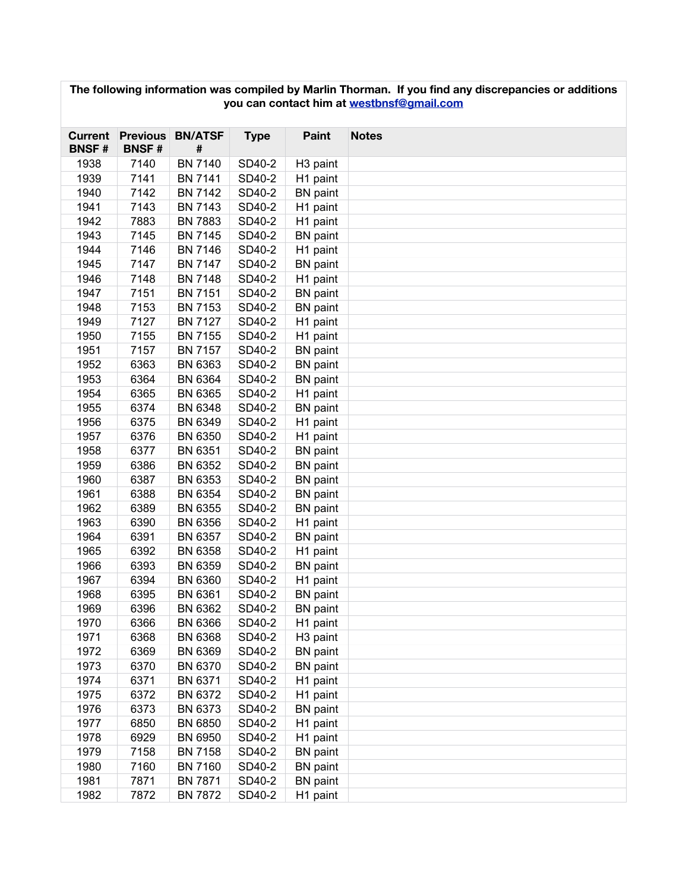**The following information was compiled by Marlin Thorman. If you find any discrepancies or additions you can contact him at westbnsf@gmail.com**

| Current BNSF # | Previous BNSF # | BN/ATSF # | Type | Paint | Notes |
|---|---|---|---|---|---|
| 1938 | 7140 | BN 7140 | SD40-2 | H3 paint | |
| 1939 | 7141 | BN 7141 | SD40-2 | H1 paint | |
| 1940 | 7142 | BN 7142 | SD40-2 | BN paint | |
| 1941 | 7143 | BN 7143 | SD40-2 | H1 paint | |
| 1942 | 7883 | BN 7883 | SD40-2 | H1 paint | |
| 1943 | 7145 | BN 7145 | SD40-2 | BN paint | |
| 1944 | 7146 | BN 7146 | SD40-2 | H1 paint | |
| 1945 | 7147 | BN 7147 | SD40-2 | BN paint | |
| 1946 | 7148 | BN 7148 | SD40-2 | H1 paint | |
| 1947 | 7151 | BN 7151 | SD40-2 | BN paint | |
| 1948 | 7153 | BN 7153 | SD40-2 | BN paint | |
| 1949 | 7127 | BN 7127 | SD40-2 | H1 paint | |
| 1950 | 7155 | BN 7155 | SD40-2 | H1 paint | |
| 1951 | 7157 | BN 7157 | SD40-2 | BN paint | |
| 1952 | 6363 | BN 6363 | SD40-2 | BN paint | |
| 1953 | 6364 | BN 6364 | SD40-2 | BN paint | |
| 1954 | 6365 | BN 6365 | SD40-2 | H1 paint | |
| 1955 | 6374 | BN 6348 | SD40-2 | BN paint | |
| 1956 | 6375 | BN 6349 | SD40-2 | H1 paint | |
| 1957 | 6376 | BN 6350 | SD40-2 | H1 paint | |
| 1958 | 6377 | BN 6351 | SD40-2 | BN paint | |
| 1959 | 6386 | BN 6352 | SD40-2 | BN paint | |
| 1960 | 6387 | BN 6353 | SD40-2 | BN paint | |
| 1961 | 6388 | BN 6354 | SD40-2 | BN paint | |
| 1962 | 6389 | BN 6355 | SD40-2 | BN paint | |
| 1963 | 6390 | BN 6356 | SD40-2 | H1 paint | |
| 1964 | 6391 | BN 6357 | SD40-2 | BN paint | |
| 1965 | 6392 | BN 6358 | SD40-2 | H1 paint | |
| 1966 | 6393 | BN 6359 | SD40-2 | BN paint | |
| 1967 | 6394 | BN 6360 | SD40-2 | H1 paint | |
| 1968 | 6395 | BN 6361 | SD40-2 | BN paint | |
| 1969 | 6396 | BN 6362 | SD40-2 | BN paint | |
| 1970 | 6366 | BN 6366 | SD40-2 | H1 paint | |
| 1971 | 6368 | BN 6368 | SD40-2 | H3 paint | |
| 1972 | 6369 | BN 6369 | SD40-2 | BN paint | |
| 1973 | 6370 | BN 6370 | SD40-2 | BN paint | |
| 1974 | 6371 | BN 6371 | SD40-2 | H1 paint | |
| 1975 | 6372 | BN 6372 | SD40-2 | H1 paint | |
| 1976 | 6373 | BN 6373 | SD40-2 | BN paint | |
| 1977 | 6850 | BN 6850 | SD40-2 | H1 paint | |
| 1978 | 6929 | BN 6950 | SD40-2 | H1 paint | |
| 1979 | 7158 | BN 7158 | SD40-2 | BN paint | |
| 1980 | 7160 | BN 7160 | SD40-2 | BN paint | |
| 1981 | 7871 | BN 7871 | SD40-2 | BN paint | |
| 1982 | 7872 | BN 7872 | SD40-2 | H1 paint | |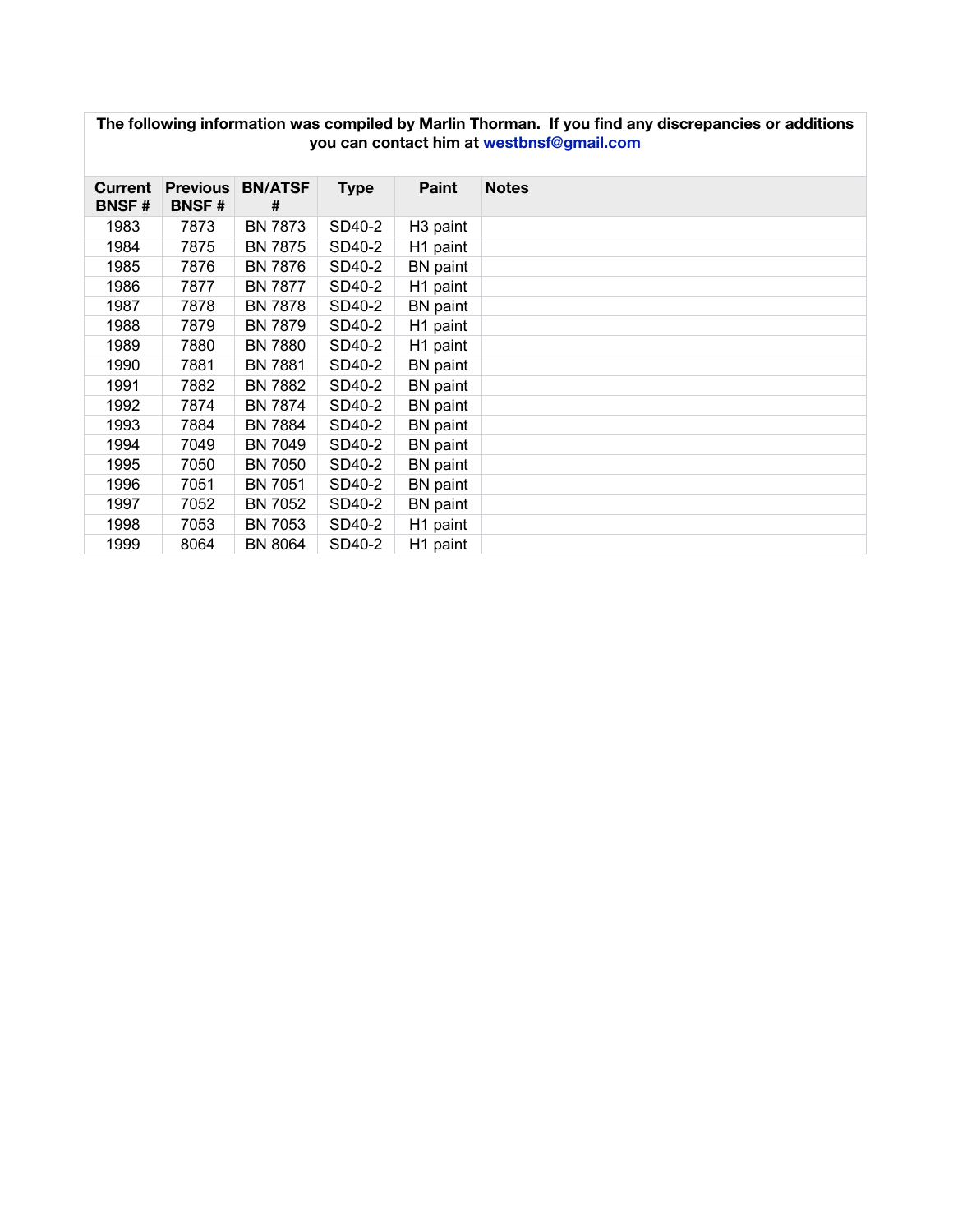**The following information was compiled by Marlin Thorman. If you find any discrepancies or additions you can contact him at westbnsf@gmail.com**

| Current BNSF # | Previous BNSF # | BN/ATSF # | Type | Paint | Notes |
|---|---|---|---|---|---|
| 1983 | 7873 | BN 7873 | SD40-2 | H3 paint | |
| 1984 | 7875 | BN 7875 | SD40-2 | H1 paint | |
| 1985 | 7876 | BN 7876 | SD40-2 | BN paint | |
| 1986 | 7877 | BN 7877 | SD40-2 | H1 paint | |
| 1987 | 7878 | BN 7878 | SD40-2 | BN paint | |
| 1988 | 7879 | BN 7879 | SD40-2 | H1 paint | |
| 1989 | 7880 | BN 7880 | SD40-2 | H1 paint | |
| 1990 | 7881 | BN 7881 | SD40-2 | BN paint | |
| 1991 | 7882 | BN 7882 | SD40-2 | BN paint | |
| 1992 | 7874 | BN 7874 | SD40-2 | BN paint | |
| 1993 | 7884 | BN 7884 | SD40-2 | BN paint | |
| 1994 | 7049 | BN 7049 | SD40-2 | BN paint | |
| 1995 | 7050 | BN 7050 | SD40-2 | BN paint | |
| 1996 | 7051 | BN 7051 | SD40-2 | BN paint | |
| 1997 | 7052 | BN 7052 | SD40-2 | BN paint | |
| 1998 | 7053 | BN 7053 | SD40-2 | H1 paint | |
| 1999 | 8064 | BN 8064 | SD40-2 | H1 paint | |